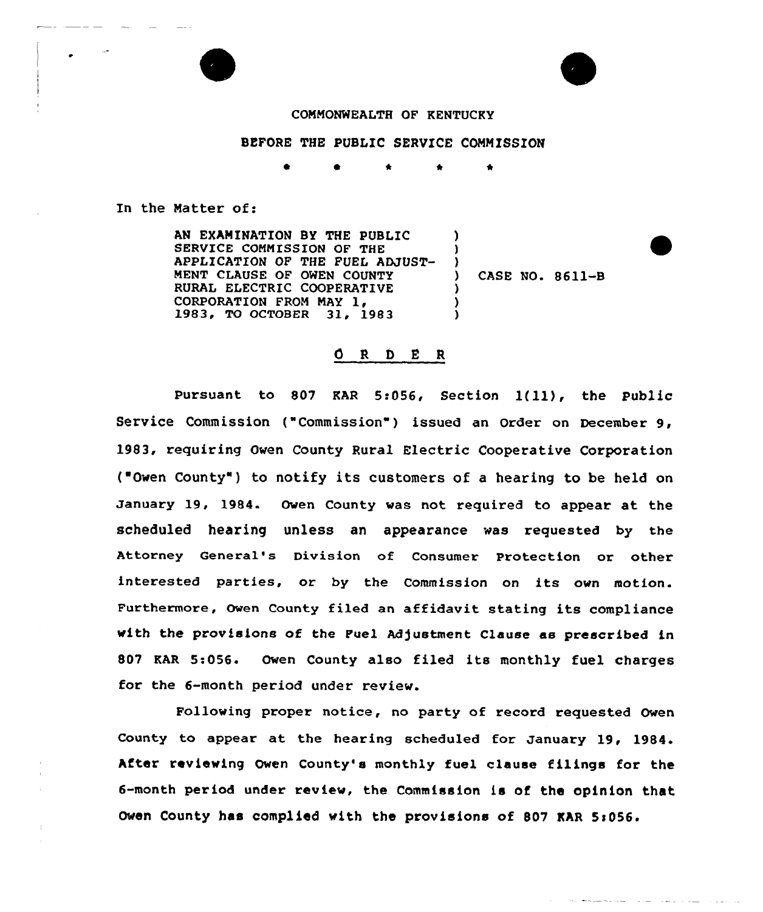COMMONWEALTH OF KENTUCKY

BEFORE THE PUBLIC SERVICE COMMISSION

\* \* \* \* \*

In the Matter of:

| | | |
|---|---|---|
| AN EXAMINATION BY THE PUBLIC SERVICE COMMISSION OF THE APPLICATION OF THE FUEL ADJUSTMENT CLAUSE OF OWEN COUNTY RURAL ELECTRIC COOPERATIVE CORPORATION FROM MAY 1, 1983, TO OCTOBER 31, 1983 | ) | CASE NO. 8611-B |

## O R D E R

Pursuant to 807 KAR 5:056, Section 1(11), the Public Service Commission ("Commission") issued an Order on December 9, 1983, requiring Owen County Rural Electric Cooperative Corporation ("Owen County") to notify its customers of a hearing to be held on January 19, 1984. Owen County was not required to appear at the scheduled hearing unless an appearance was requested by the Attorney General's Division of Consumer Protection or other interested parties, or by the Commission on its own motion. Furthermore, Owen County filed an affidavit stating its compliance with the provisions of the Fuel Adjustment Clause as prescribed in 807 KAR 5:056. Owen County also filed its monthly fuel charges for the 6-month period under review.

Following proper notice, no party of record requested Owen County to appear at the hearing scheduled for January 19, 1984. After reviewing Owen County's monthly fuel clause filings for the 6-month period under review, the Commission is of the opinion that Owen County has complied with the provisions of 807 KAR 5:056.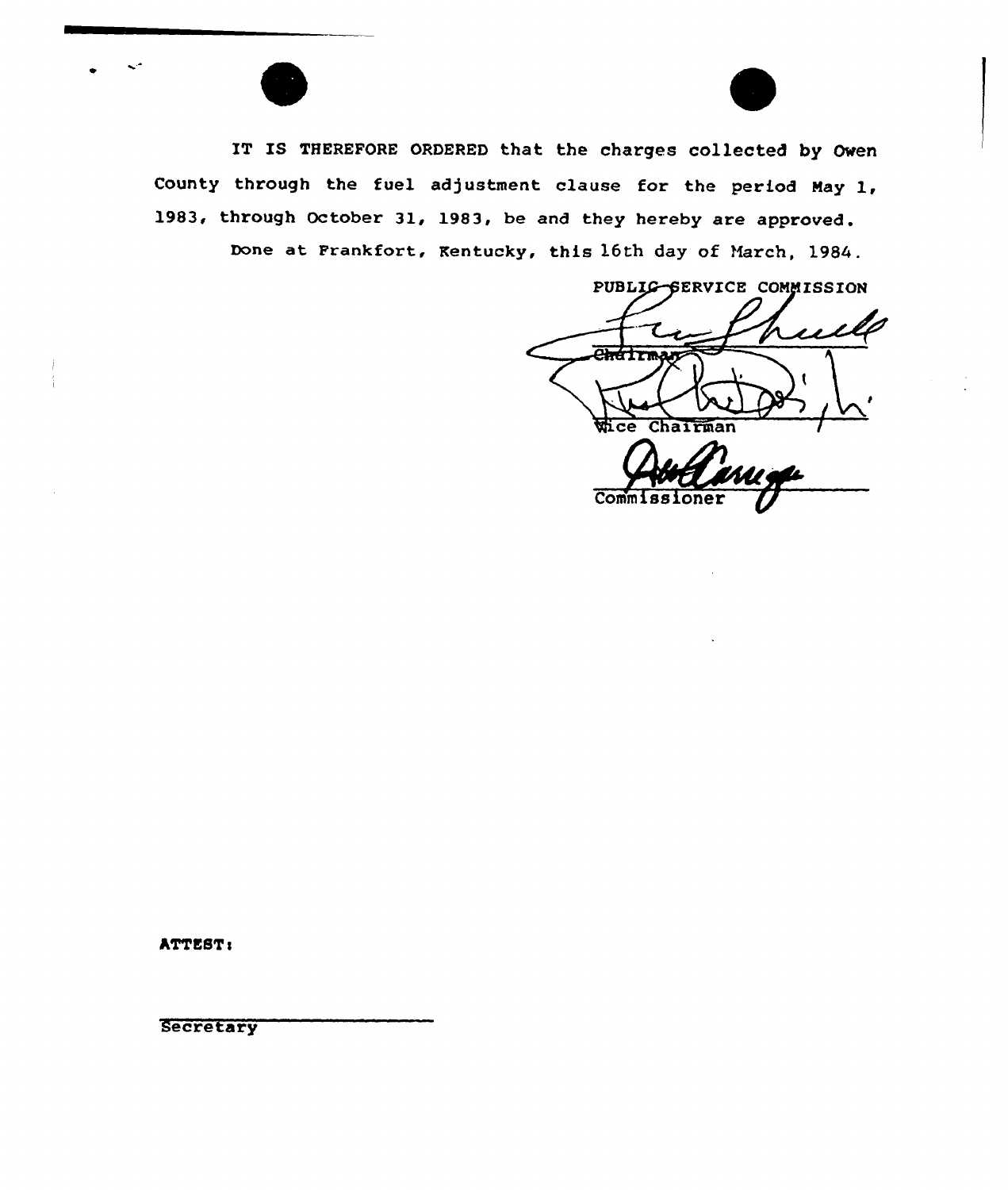IT IS THEREFORE ORDERED that the charges collected by Owen County through the fuel adjustment clause for the period May 1, 1983, through October 31, 1983, be and they hereby are approved.

Done at Frankfort, Kentucky, this 16th day of March, 1984.

PUBLIC SERVICE COMMISSION

Chairman

Vice Chairman

Commissioner

ATTEST:

Secretary